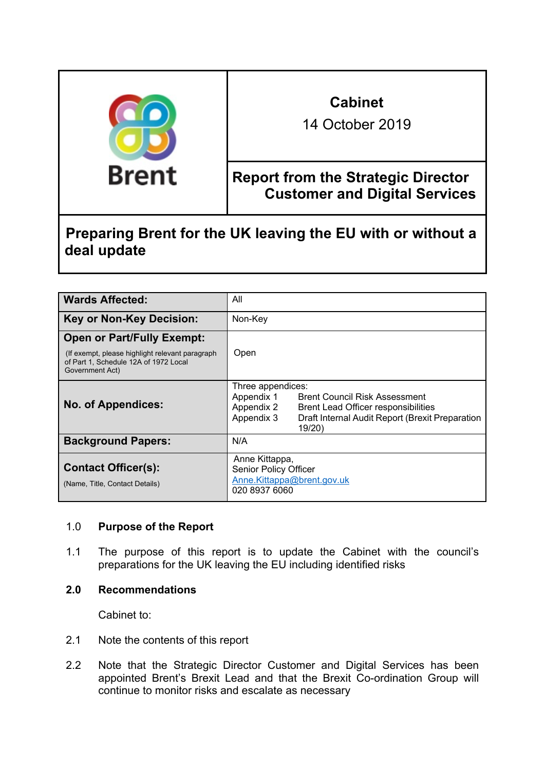| Brent | **Cabinet**<br>14 October 2019 |
|---|---|
| | **Report from the Strategic Director Customer and Digital Services** |

# Preparing Brent for the UK leaving the EU with or without a deal update

| | |
|---|---|
| **Wards Affected:** | All |
| **Key or Non-Key Decision:** | Non-Key |
| **Open or Part/Fully Exempt:**<br>(If exempt, please highlight relevant paragraph of Part 1, Schedule 12A of 1972 Local Government Act) | Open |
| **No. of Appendices:** | Three appendices:<br>Appendix 1 Brent Council Risk Assessment<br>Appendix 2 Brent Lead Officer responsibilities<br>Appendix 3 Draft Internal Audit Report (Brexit Preparation 19/20) |
| **Background Papers:** | N/A |
| **Contact Officer(s):**<br>(Name, Title, Contact Details) | Anne Kittappa,<br>Senior Policy Officer<br>Anne.Kittappa@brent.gov.uk<br>020 8937 6060 |

1.0 **Purpose of the Report**

1.1 The purpose of this report is to update the Cabinet with the council's preparations for the UK leaving the EU including identified risks

**2.0 Recommendations**

Cabinet to:

2.1 Note the contents of this report

2.2 Note that the Strategic Director Customer and Digital Services has been appointed Brent's Brexit Lead and that the Brexit Co-ordination Group will continue to monitor risks and escalate as necessary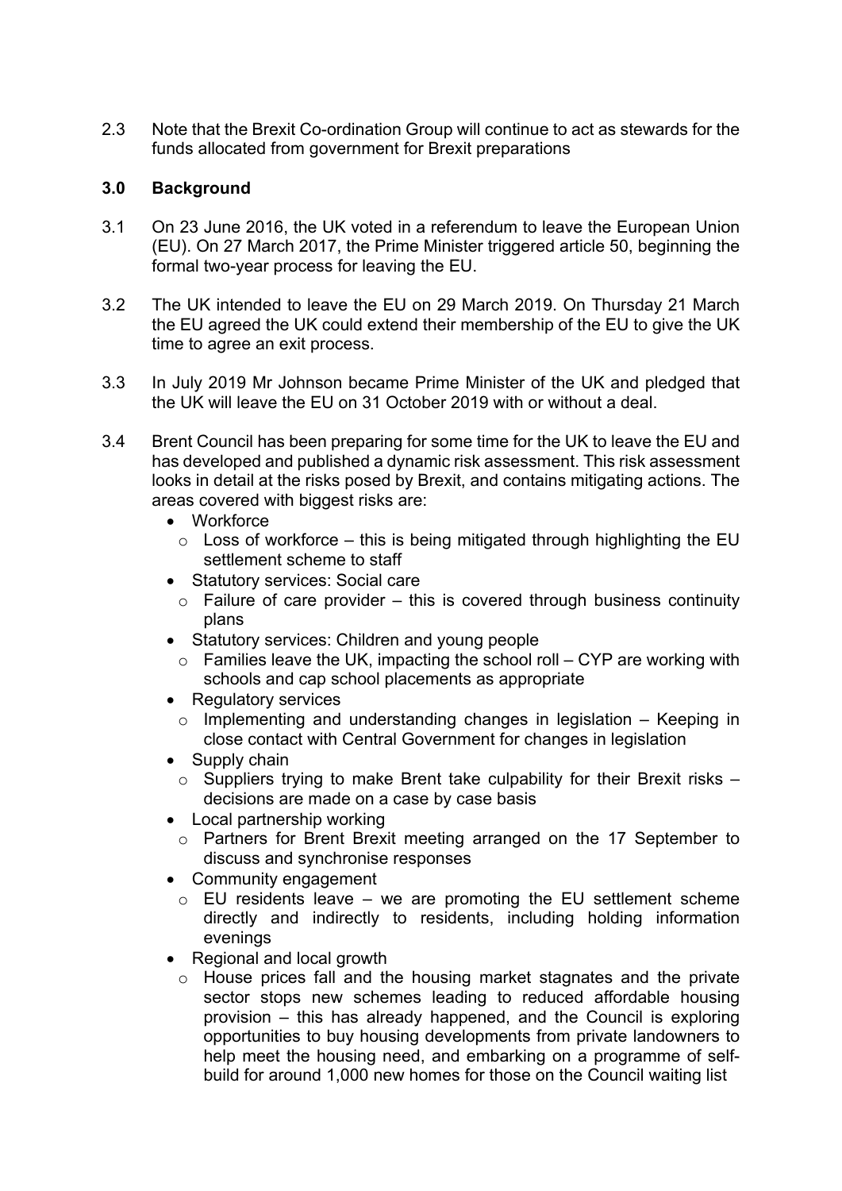2.3 Note that the Brexit Co-ordination Group will continue to act as stewards for the funds allocated from government for Brexit preparations

## 3.0 Background

3.1 On 23 June 2016, the UK voted in a referendum to leave the European Union (EU). On 27 March 2017, the Prime Minister triggered article 50, beginning the formal two-year process for leaving the EU.

3.2 The UK intended to leave the EU on 29 March 2019. On Thursday 21 March the EU agreed the UK could extend their membership of the EU to give the UK time to agree an exit process.

3.3 In July 2019 Mr Johnson became Prime Minister of the UK and pledged that the UK will leave the EU on 31 October 2019 with or without a deal.

3.4 Brent Council has been preparing for some time for the UK to leave the EU and has developed and published a dynamic risk assessment. This risk assessment looks in detail at the risks posed by Brexit, and contains mitigating actions. The areas covered with biggest risks are:

- Workforce
  - Loss of workforce – this is being mitigated through highlighting the EU settlement scheme to staff
- Statutory services: Social care
  - Failure of care provider – this is covered through business continuity plans
- Statutory services: Children and young people
  - Families leave the UK, impacting the school roll – CYP are working with schools and cap school placements as appropriate
- Regulatory services
  - Implementing and understanding changes in legislation – Keeping in close contact with Central Government for changes in legislation
- Supply chain
  - Suppliers trying to make Brent take culpability for their Brexit risks – decisions are made on a case by case basis
- Local partnership working
  - Partners for Brent Brexit meeting arranged on the 17 September to discuss and synchronise responses
- Community engagement
  - EU residents leave – we are promoting the EU settlement scheme directly and indirectly to residents, including holding information evenings
- Regional and local growth
  - House prices fall and the housing market stagnates and the private sector stops new schemes leading to reduced affordable housing provision – this has already happened, and the Council is exploring opportunities to buy housing developments from private landowners to help meet the housing need, and embarking on a programme of self-build for around 1,000 new homes for those on the Council waiting list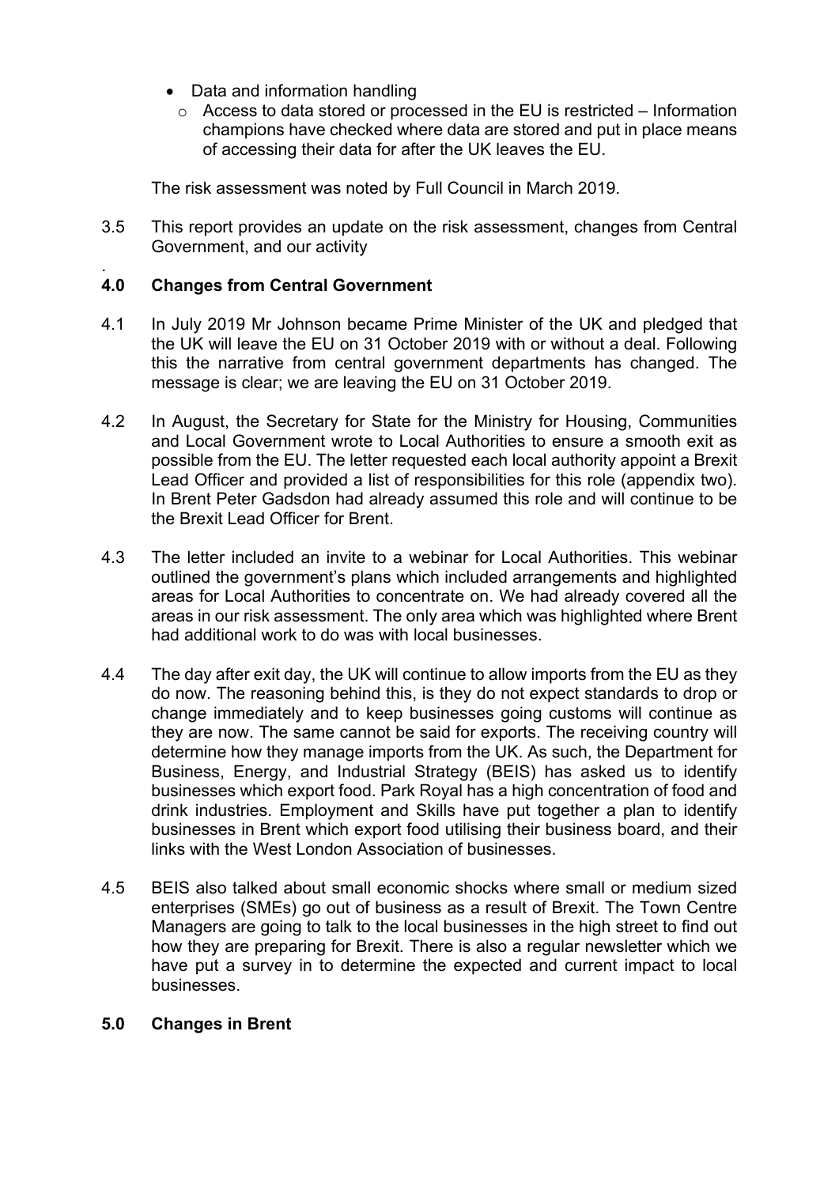- Data and information handling
  - Access to data stored or processed in the EU is restricted – Information champions have checked where data are stored and put in place means of accessing their data for after the UK leaves the EU.

The risk assessment was noted by Full Council in March 2019.

3.5 This report provides an update on the risk assessment, changes from Central Government, and our activity

.

## 4.0 Changes from Central Government

4.1 In July 2019 Mr Johnson became Prime Minister of the UK and pledged that the UK will leave the EU on 31 October 2019 with or without a deal. Following this the narrative from central government departments has changed. The message is clear; we are leaving the EU on 31 October 2019.

4.2 In August, the Secretary for State for the Ministry for Housing, Communities and Local Government wrote to Local Authorities to ensure a smooth exit as possible from the EU. The letter requested each local authority appoint a Brexit Lead Officer and provided a list of responsibilities for this role (appendix two). In Brent Peter Gadsdon had already assumed this role and will continue to be the Brexit Lead Officer for Brent.

4.3 The letter included an invite to a webinar for Local Authorities. This webinar outlined the government's plans which included arrangements and highlighted areas for Local Authorities to concentrate on. We had already covered all the areas in our risk assessment. The only area which was highlighted where Brent had additional work to do was with local businesses.

4.4 The day after exit day, the UK will continue to allow imports from the EU as they do now. The reasoning behind this, is they do not expect standards to drop or change immediately and to keep businesses going customs will continue as they are now. The same cannot be said for exports. The receiving country will determine how they manage imports from the UK. As such, the Department for Business, Energy, and Industrial Strategy (BEIS) has asked us to identify businesses which export food. Park Royal has a high concentration of food and drink industries. Employment and Skills have put together a plan to identify businesses in Brent which export food utilising their business board, and their links with the West London Association of businesses.

4.5 BEIS also talked about small economic shocks where small or medium sized enterprises (SMEs) go out of business as a result of Brexit. The Town Centre Managers are going to talk to the local businesses in the high street to find out how they are preparing for Brexit. There is also a regular newsletter which we have put a survey in to determine the expected and current impact to local businesses.

## 5.0 Changes in Brent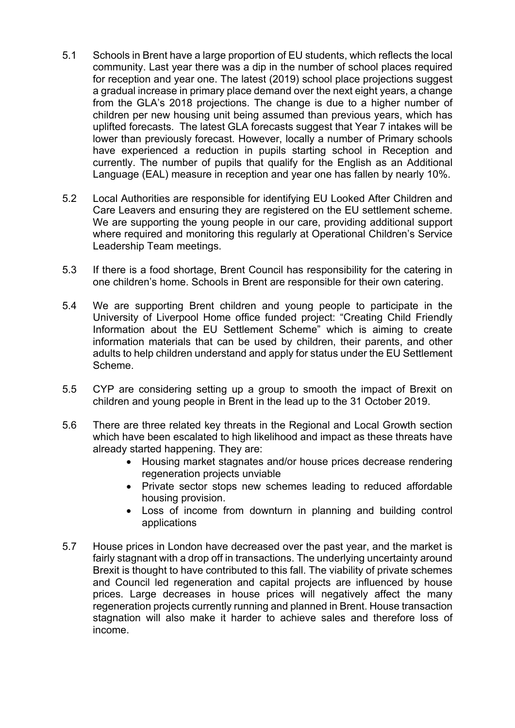5.1 Schools in Brent have a large proportion of EU students, which reflects the local community. Last year there was a dip in the number of school places required for reception and year one. The latest (2019) school place projections suggest a gradual increase in primary place demand over the next eight years, a change from the GLA's 2018 projections. The change is due to a higher number of children per new housing unit being assumed than previous years, which has uplifted forecasts. The latest GLA forecasts suggest that Year 7 intakes will be lower than previously forecast. However, locally a number of Primary schools have experienced a reduction in pupils starting school in Reception and currently. The number of pupils that qualify for the English as an Additional Language (EAL) measure in reception and year one has fallen by nearly 10%.

5.2 Local Authorities are responsible for identifying EU Looked After Children and Care Leavers and ensuring they are registered on the EU settlement scheme. We are supporting the young people in our care, providing additional support where required and monitoring this regularly at Operational Children's Service Leadership Team meetings.

5.3 If there is a food shortage, Brent Council has responsibility for the catering in one children's home. Schools in Brent are responsible for their own catering.

5.4 We are supporting Brent children and young people to participate in the University of Liverpool Home office funded project: "Creating Child Friendly Information about the EU Settlement Scheme" which is aiming to create information materials that can be used by children, their parents, and other adults to help children understand and apply for status under the EU Settlement Scheme.

5.5 CYP are considering setting up a group to smooth the impact of Brexit on children and young people in Brent in the lead up to the 31 October 2019.

5.6 There are three related key threats in the Regional and Local Growth section which have been escalated to high likelihood and impact as these threats have already started happening. They are:

- Housing market stagnates and/or house prices decrease rendering regeneration projects unviable
- Private sector stops new schemes leading to reduced affordable housing provision.
- Loss of income from downturn in planning and building control applications

5.7 House prices in London have decreased over the past year, and the market is fairly stagnant with a drop off in transactions. The underlying uncertainty around Brexit is thought to have contributed to this fall. The viability of private schemes and Council led regeneration and capital projects are influenced by house prices. Large decreases in house prices will negatively affect the many regeneration projects currently running and planned in Brent. House transaction stagnation will also make it harder to achieve sales and therefore loss of income.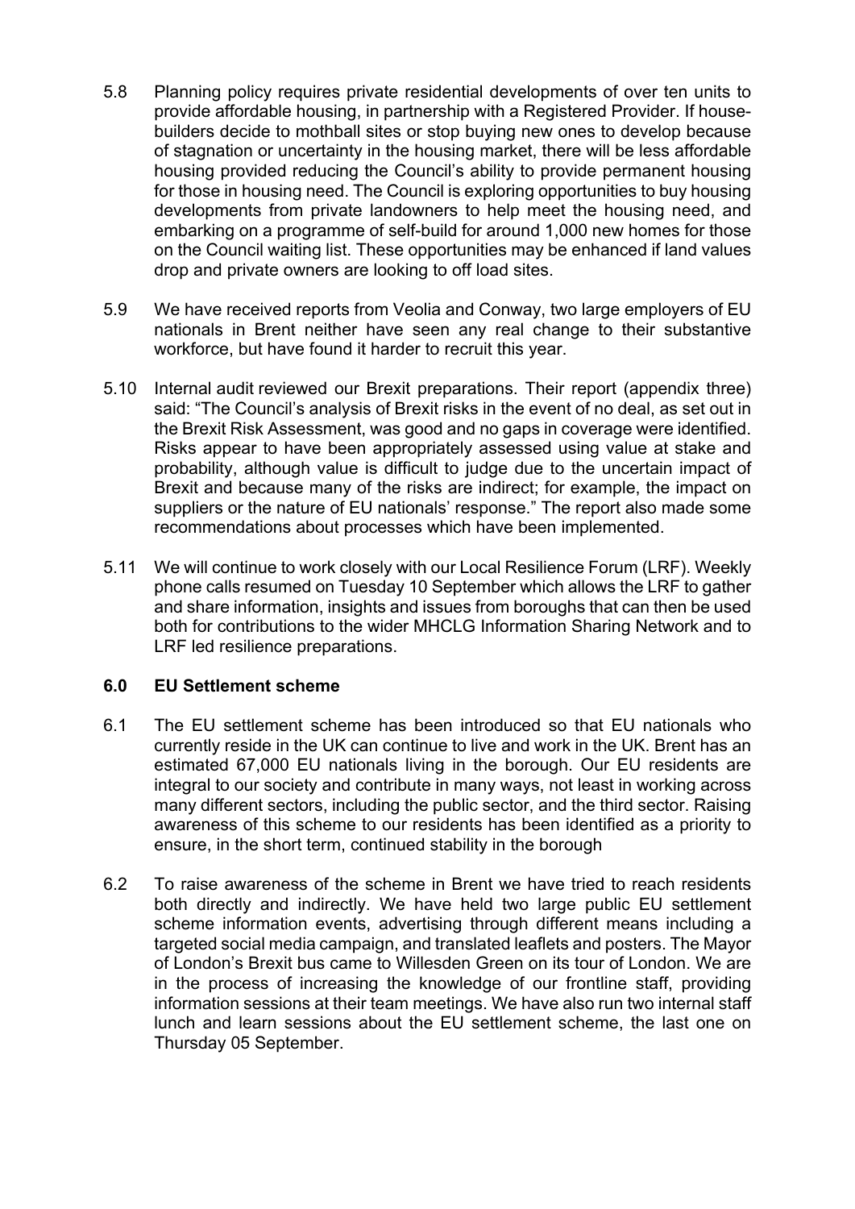5.8 Planning policy requires private residential developments of over ten units to provide affordable housing, in partnership with a Registered Provider. If house-builders decide to mothball sites or stop buying new ones to develop because of stagnation or uncertainty in the housing market, there will be less affordable housing provided reducing the Council's ability to provide permanent housing for those in housing need. The Council is exploring opportunities to buy housing developments from private landowners to help meet the housing need, and embarking on a programme of self-build for around 1,000 new homes for those on the Council waiting list. These opportunities may be enhanced if land values drop and private owners are looking to off load sites.

5.9 We have received reports from Veolia and Conway, two large employers of EU nationals in Brent neither have seen any real change to their substantive workforce, but have found it harder to recruit this year.

5.10 Internal audit reviewed our Brexit preparations. Their report (appendix three) said: "The Council's analysis of Brexit risks in the event of no deal, as set out in the Brexit Risk Assessment, was good and no gaps in coverage were identified. Risks appear to have been appropriately assessed using value at stake and probability, although value is difficult to judge due to the uncertain impact of Brexit and because many of the risks are indirect; for example, the impact on suppliers or the nature of EU nationals' response." The report also made some recommendations about processes which have been implemented.

5.11 We will continue to work closely with our Local Resilience Forum (LRF). Weekly phone calls resumed on Tuesday 10 September which allows the LRF to gather and share information, insights and issues from boroughs that can then be used both for contributions to the wider MHCLG Information Sharing Network and to LRF led resilience preparations.

## 6.0 EU Settlement scheme

6.1 The EU settlement scheme has been introduced so that EU nationals who currently reside in the UK can continue to live and work in the UK. Brent has an estimated 67,000 EU nationals living in the borough. Our EU residents are integral to our society and contribute in many ways, not least in working across many different sectors, including the public sector, and the third sector. Raising awareness of this scheme to our residents has been identified as a priority to ensure, in the short term, continued stability in the borough

6.2 To raise awareness of the scheme in Brent we have tried to reach residents both directly and indirectly. We have held two large public EU settlement scheme information events, advertising through different means including a targeted social media campaign, and translated leaflets and posters. The Mayor of London's Brexit bus came to Willesden Green on its tour of London. We are in the process of increasing the knowledge of our frontline staff, providing information sessions at their team meetings. We have also run two internal staff lunch and learn sessions about the EU settlement scheme, the last one on Thursday 05 September.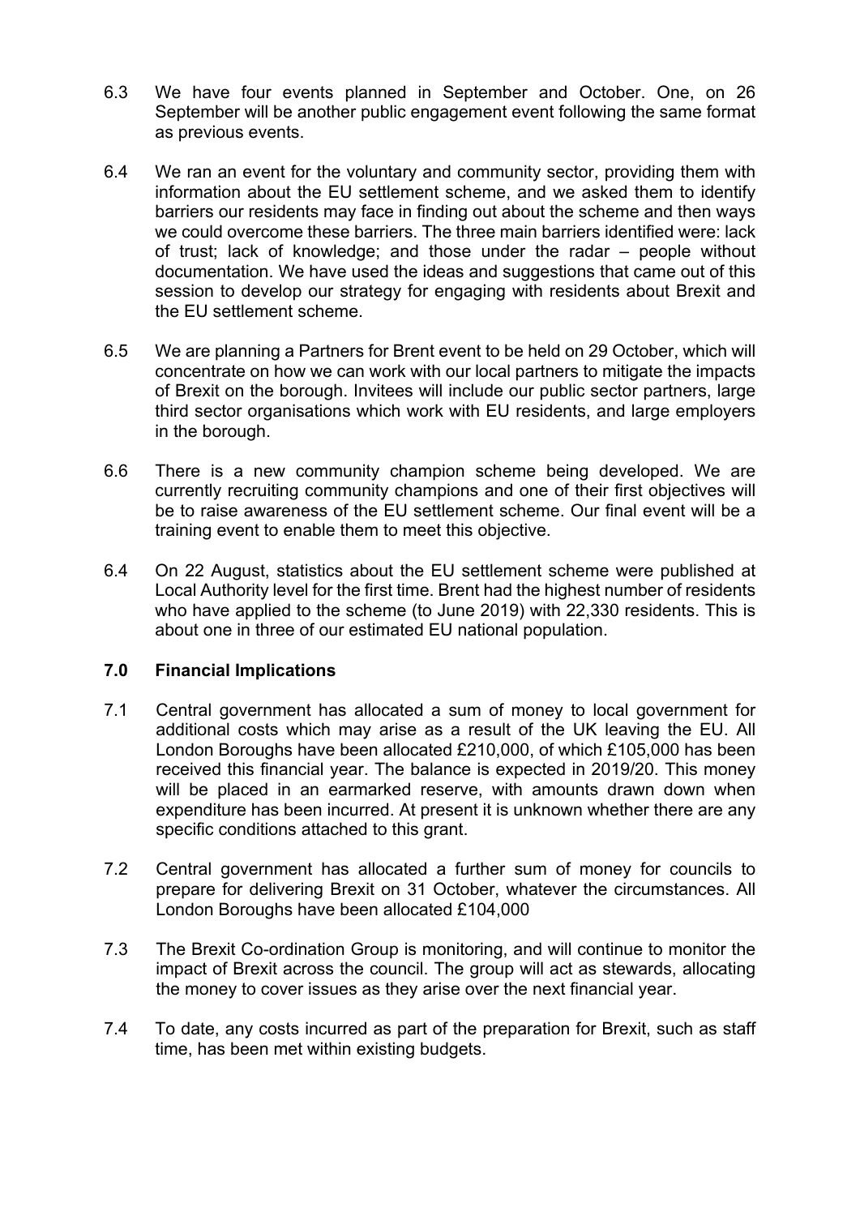6.3 We have four events planned in September and October. One, on 26 September will be another public engagement event following the same format as previous events.

6.4 We ran an event for the voluntary and community sector, providing them with information about the EU settlement scheme, and we asked them to identify barriers our residents may face in finding out about the scheme and then ways we could overcome these barriers. The three main barriers identified were: lack of trust; lack of knowledge; and those under the radar – people without documentation. We have used the ideas and suggestions that came out of this session to develop our strategy for engaging with residents about Brexit and the EU settlement scheme.

6.5 We are planning a Partners for Brent event to be held on 29 October, which will concentrate on how we can work with our local partners to mitigate the impacts of Brexit on the borough. Invitees will include our public sector partners, large third sector organisations which work with EU residents, and large employers in the borough.

6.6 There is a new community champion scheme being developed. We are currently recruiting community champions and one of their first objectives will be to raise awareness of the EU settlement scheme. Our final event will be a training event to enable them to meet this objective.

6.4 On 22 August, statistics about the EU settlement scheme were published at Local Authority level for the first time. Brent had the highest number of residents who have applied to the scheme (to June 2019) with 22,330 residents. This is about one in three of our estimated EU national population.

## 7.0 Financial Implications

7.1 Central government has allocated a sum of money to local government for additional costs which may arise as a result of the UK leaving the EU. All London Boroughs have been allocated £210,000, of which £105,000 has been received this financial year. The balance is expected in 2019/20. This money will be placed in an earmarked reserve, with amounts drawn down when expenditure has been incurred. At present it is unknown whether there are any specific conditions attached to this grant.

7.2 Central government has allocated a further sum of money for councils to prepare for delivering Brexit on 31 October, whatever the circumstances. All London Boroughs have been allocated £104,000

7.3 The Brexit Co-ordination Group is monitoring, and will continue to monitor the impact of Brexit across the council. The group will act as stewards, allocating the money to cover issues as they arise over the next financial year.

7.4 To date, any costs incurred as part of the preparation for Brexit, such as staff time, has been met within existing budgets.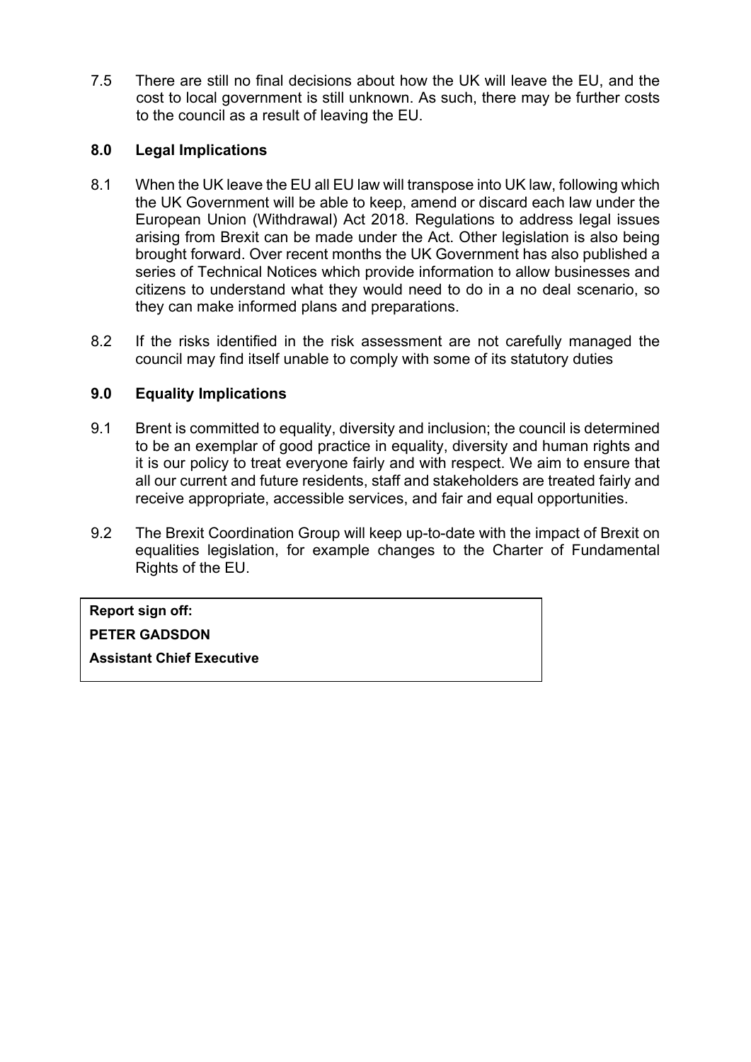7.5 There are still no final decisions about how the UK will leave the EU, and the cost to local government is still unknown. As such, there may be further costs to the council as a result of leaving the EU.

## 8.0 Legal Implications

8.1 When the UK leave the EU all EU law will transpose into UK law, following which the UK Government will be able to keep, amend or discard each law under the European Union (Withdrawal) Act 2018. Regulations to address legal issues arising from Brexit can be made under the Act. Other legislation is also being brought forward. Over recent months the UK Government has also published a series of Technical Notices which provide information to allow businesses and citizens to understand what they would need to do in a no deal scenario, so they can make informed plans and preparations.

8.2 If the risks identified in the risk assessment are not carefully managed the council may find itself unable to comply with some of its statutory duties

## 9.0 Equality Implications

9.1 Brent is committed to equality, diversity and inclusion; the council is determined to be an exemplar of good practice in equality, diversity and human rights and it is our policy to treat everyone fairly and with respect. We aim to ensure that all our current and future residents, staff and stakeholders are treated fairly and receive appropriate, accessible services, and fair and equal opportunities.

9.2 The Brexit Coordination Group will keep up-to-date with the impact of Brexit on equalities legislation, for example changes to the Charter of Fundamental Rights of the EU.

**Report sign off:**

**PETER GADSDON**

**Assistant Chief Executive**